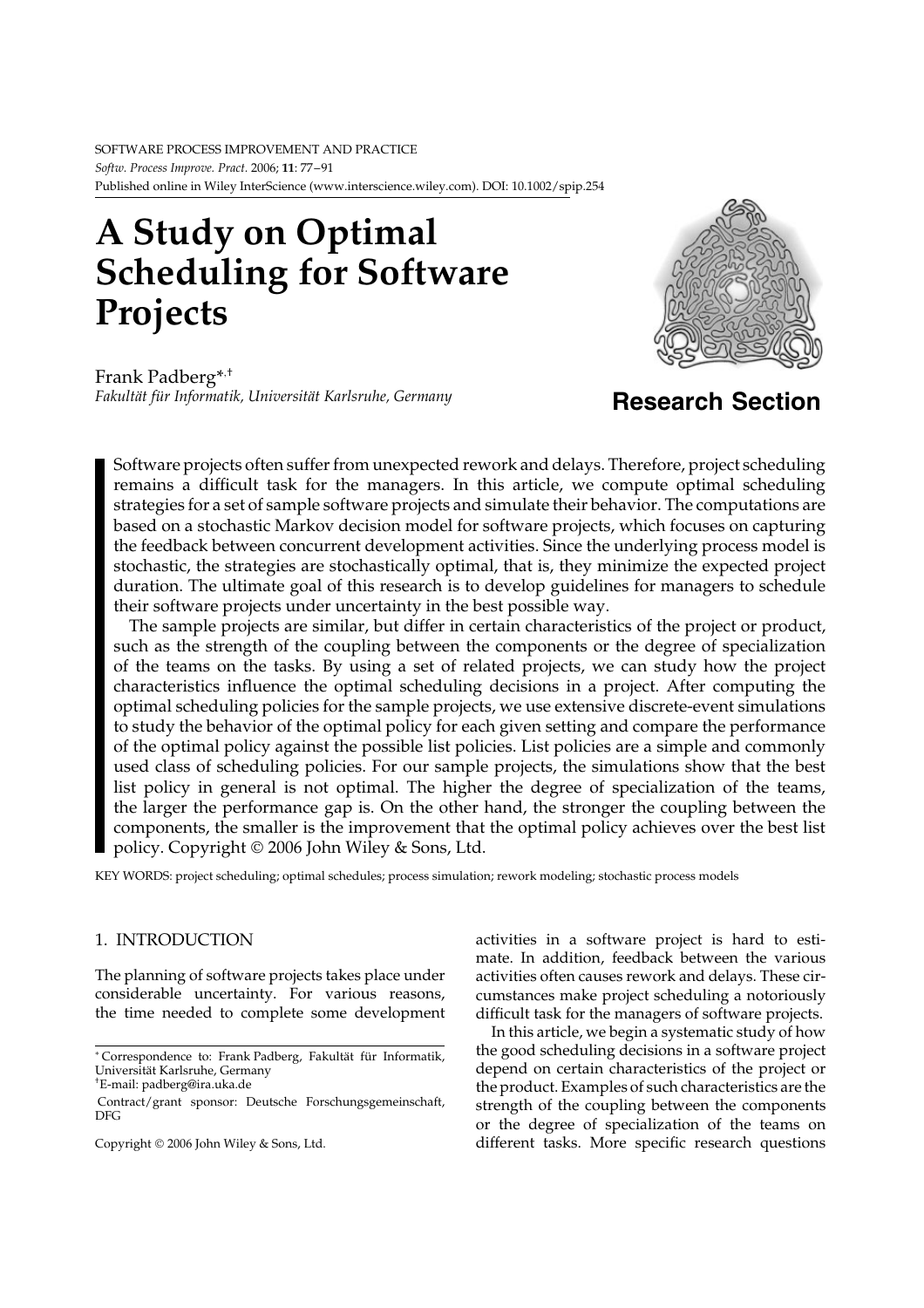# A Study on Optimal Scheduling for Software Projects

Frank Padberg[*,†]

*Fakultät für Informatik, Universität Karlsruhe, Germany*

**Research Section**

Software projects often suffer from unexpected rework and delays. Therefore, project scheduling remains a difficult task for the managers. In this article, we compute optimal scheduling strategies for a set of sample software projects and simulate their behavior. The computations are based on a stochastic Markov decision model for software projects, which focuses on capturing the feedback between concurrent development activities. Since the underlying process model is stochastic, the strategies are stochastically optimal, that is, they minimize the expected project duration. The ultimate goal of this research is to develop guidelines for managers to schedule their software projects under uncertainty in the best possible way.

The sample projects are similar, but differ in certain characteristics of the project or product, such as the strength of the coupling between the components or the degree of specialization of the teams on the tasks. By using a set of related projects, we can study how the project characteristics influence the optimal scheduling decisions in a project. After computing the optimal scheduling policies for the sample projects, we use extensive discrete-event simulations to study the behavior of the optimal policy for each given setting and compare the performance of the optimal policy against the possible list policies. List policies are a simple and commonly used class of scheduling policies. For our sample projects, the simulations show that the best list policy in general is not optimal. The higher the degree of specialization of the teams, the larger the performance gap is. On the other hand, the stronger the coupling between the components, the smaller is the improvement that the optimal policy achieves over the best list policy. Copyright © 2006 John Wiley & Sons, Ltd.

KEY WORDS: project scheduling; optimal schedules; process simulation; rework modeling; stochastic process models

## 1. INTRODUCTION

The planning of software projects takes place under considerable uncertainty. For various reasons, the time needed to complete some development activities in a software project is hard to estimate. In addition, feedback between the various activities often causes rework and delays. These circumstances make project scheduling a notoriously difficult task for the managers of software projects.

In this article, we begin a systematic study of how the good scheduling decisions in a software project depend on certain characteristics of the project or the product. Examples of such characteristics are the strength of the coupling between the components or the degree of specialization of the teams on different tasks. More specific research questions

[*] Correspondence to: Frank Padberg, Fakultät für Informatik, Universität Karlsruhe, Germany

[†] E-mail: padberg@ira.uka.de

Contract/grant sponsor: Deutsche Forschungsgemeinschaft, DFG

Copyright © 2006 John Wiley & Sons, Ltd.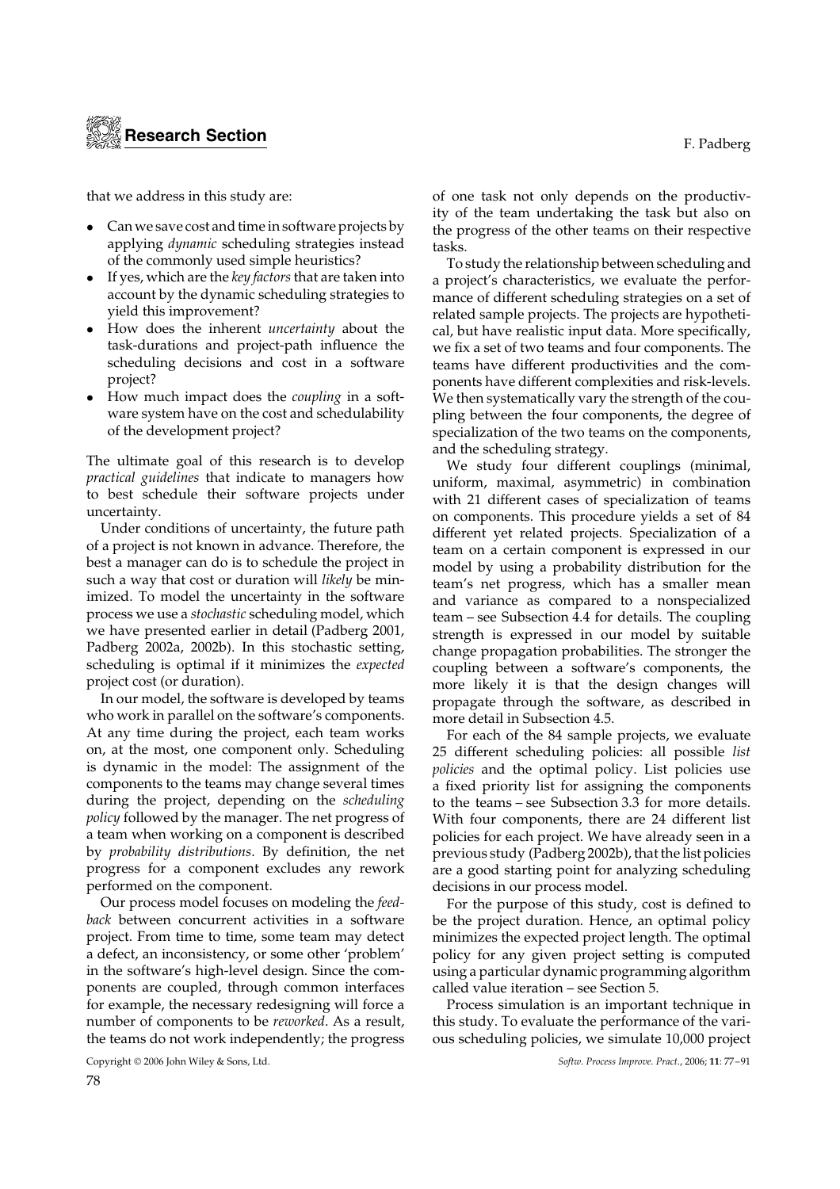that we address in this study are:

- Can we save cost and time in software projects by applying *dynamic* scheduling strategies instead of the commonly used simple heuristics?
- If yes, which are the *key factors* that are taken into account by the dynamic scheduling strategies to yield this improvement?
- How does the inherent *uncertainty* about the task-durations and project-path influence the scheduling decisions and cost in a software project?
- How much impact does the *coupling* in a software system have on the cost and schedulability of the development project?

The ultimate goal of this research is to develop *practical guidelines* that indicate to managers how to best schedule their software projects under uncertainty.

Under conditions of uncertainty, the future path of a project is not known in advance. Therefore, the best a manager can do is to schedule the project in such a way that cost or duration will *likely* be minimized. To model the uncertainty in the software process we use a *stochastic* scheduling model, which we have presented earlier in detail (Padberg 2001, Padberg 2002a, 2002b). In this stochastic setting, scheduling is optimal if it minimizes the *expected* project cost (or duration).

In our model, the software is developed by teams who work in parallel on the software's components. At any time during the project, each team works on, at the most, one component only. Scheduling is dynamic in the model: The assignment of the components to the teams may change several times during the project, depending on the *scheduling policy* followed by the manager. The net progress of a team when working on a component is described by *probability distributions*. By definition, the net progress for a component excludes any rework performed on the component.

Our process model focuses on modeling the *feedback* between concurrent activities in a software project. From time to time, some team may detect a defect, an inconsistency, or some other 'problem' in the software's high-level design. Since the components are coupled, through common interfaces for example, the necessary redesigning will force a number of components to be *reworked*. As a result, the teams do not work independently; the progress of one task not only depends on the productivity of the team undertaking the task but also on the progress of the other teams on their respective tasks.

To study the relationship between scheduling and a project's characteristics, we evaluate the performance of different scheduling strategies on a set of related sample projects. The projects are hypothetical, but have realistic input data. More specifically, we fix a set of two teams and four components. The teams have different productivities and the components have different complexities and risk-levels. We then systematically vary the strength of the coupling between the four components, the degree of specialization of the two teams on the components, and the scheduling strategy.

We study four different couplings (minimal, uniform, maximal, asymmetric) in combination with 21 different cases of specialization of teams on components. This procedure yields a set of 84 different yet related projects. Specialization of a team on a certain component is expressed in our model by using a probability distribution for the team's net progress, which has a smaller mean and variance as compared to a nonspecialized team – see Subsection 4.4 for details. The coupling strength is expressed in our model by suitable change propagation probabilities. The stronger the coupling between a software's components, the more likely it is that the design changes will propagate through the software, as described in more detail in Subsection 4.5.

For each of the 84 sample projects, we evaluate 25 different scheduling policies: all possible *list policies* and the optimal policy. List policies use a fixed priority list for assigning the components to the teams – see Subsection 3.3 for more details. With four components, there are 24 different list policies for each project. We have already seen in a previous study (Padberg 2002b), that the list policies are a good starting point for analyzing scheduling decisions in our process model.

For the purpose of this study, cost is defined to be the project duration. Hence, an optimal policy minimizes the expected project length. The optimal policy for any given project setting is computed using a particular dynamic programming algorithm called value iteration – see Section 5.

Process simulation is an important technique in this study. To evaluate the performance of the various scheduling policies, we simulate 10,000 project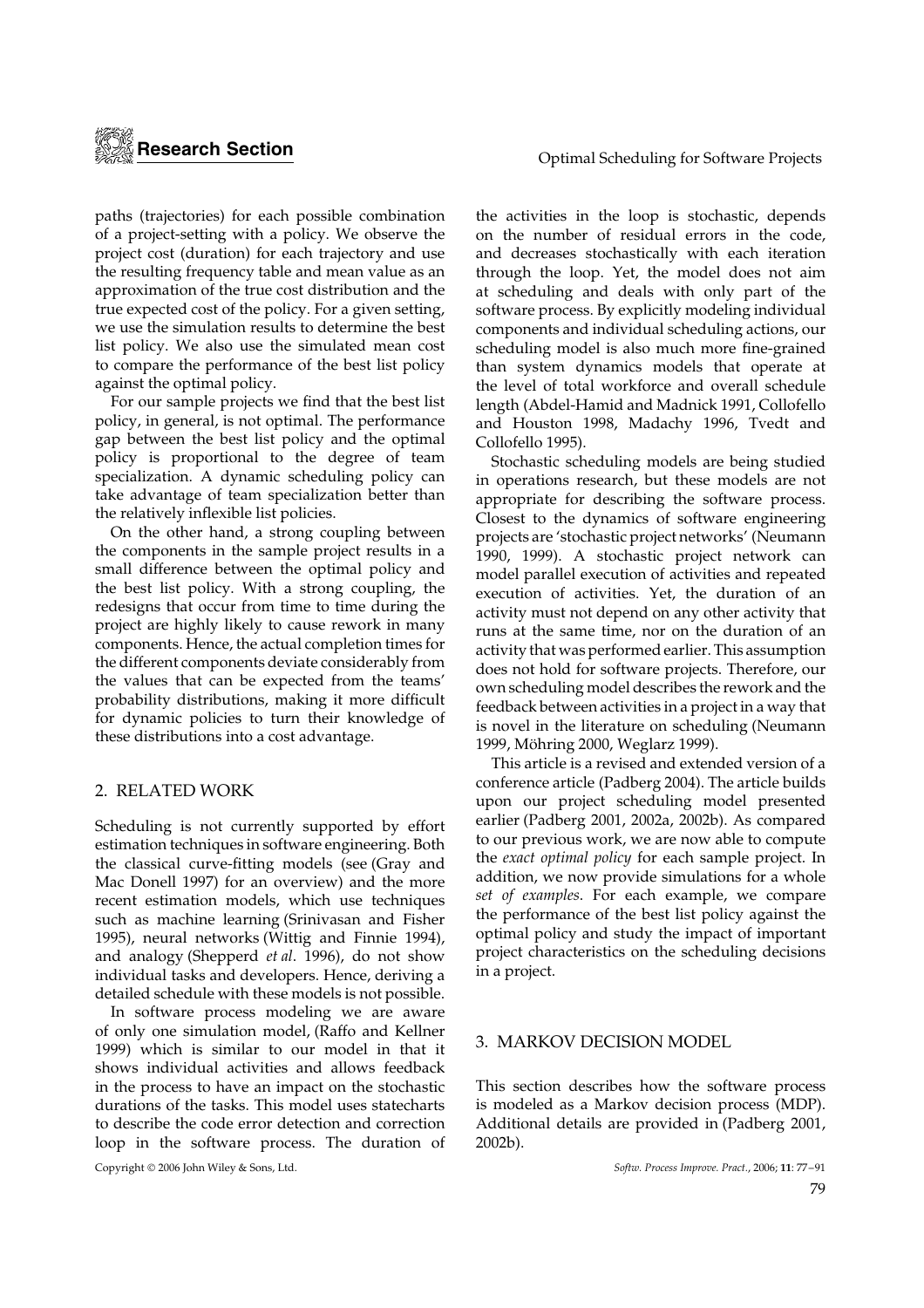paths (trajectories) for each possible combination of a project-setting with a policy. We observe the project cost (duration) for each trajectory and use the resulting frequency table and mean value as an approximation of the true cost distribution and the true expected cost of the policy. For a given setting, we use the simulation results to determine the best list policy. We also use the simulated mean cost to compare the performance of the best list policy against the optimal policy.

For our sample projects we find that the best list policy, in general, is not optimal. The performance gap between the best list policy and the optimal policy is proportional to the degree of team specialization. A dynamic scheduling policy can take advantage of team specialization better than the relatively inflexible list policies.

On the other hand, a strong coupling between the components in the sample project results in a small difference between the optimal policy and the best list policy. With a strong coupling, the redesigns that occur from time to time during the project are highly likely to cause rework in many components. Hence, the actual completion times for the different components deviate considerably from the values that can be expected from the teams' probability distributions, making it more difficult for dynamic policies to turn their knowledge of these distributions into a cost advantage.

## 2. RELATED WORK

Scheduling is not currently supported by effort estimation techniques in software engineering. Both the classical curve-fitting models (see (Gray and Mac Donell 1997) for an overview) and the more recent estimation models, which use techniques such as machine learning (Srinivasan and Fisher 1995), neural networks (Wittig and Finnie 1994), and analogy (Shepperd *et al*. 1996), do not show individual tasks and developers. Hence, deriving a detailed schedule with these models is not possible.

In software process modeling we are aware of only one simulation model, (Raffo and Kellner 1999) which is similar to our model in that it shows individual activities and allows feedback in the process to have an impact on the stochastic durations of the tasks. This model uses statecharts to describe the code error detection and correction loop in the software process. The duration of the activities in the loop is stochastic, depends on the number of residual errors in the code, and decreases stochastically with each iteration through the loop. Yet, the model does not aim at scheduling and deals with only part of the software process. By explicitly modeling individual components and individual scheduling actions, our scheduling model is also much more fine-grained than system dynamics models that operate at the level of total workforce and overall schedule length (Abdel-Hamid and Madnick 1991, Collofello and Houston 1998, Madachy 1996, Tvedt and Collofello 1995).

Stochastic scheduling models are being studied in operations research, but these models are not appropriate for describing the software process. Closest to the dynamics of software engineering projects are 'stochastic project networks' (Neumann 1990, 1999). A stochastic project network can model parallel execution of activities and repeated execution of activities. Yet, the duration of an activity must not depend on any other activity that runs at the same time, nor on the duration of an activity that was performed earlier. This assumption does not hold for software projects. Therefore, our own scheduling model describes the rework and the feedback between activities in a project in a way that is novel in the literature on scheduling (Neumann 1999, Möhring 2000, Weglarz 1999).

This article is a revised and extended version of a conference article (Padberg 2004). The article builds upon our project scheduling model presented earlier (Padberg 2001, 2002a, 2002b). As compared to our previous work, we are now able to compute the *exact optimal policy* for each sample project. In addition, we now provide simulations for a whole *set of examples*. For each example, we compare the performance of the best list policy against the optimal policy and study the impact of important project characteristics on the scheduling decisions in a project.

## 3. MARKOV DECISION MODEL

This section describes how the software process is modeled as a Markov decision process (MDP). Additional details are provided in (Padberg 2001, 2002b).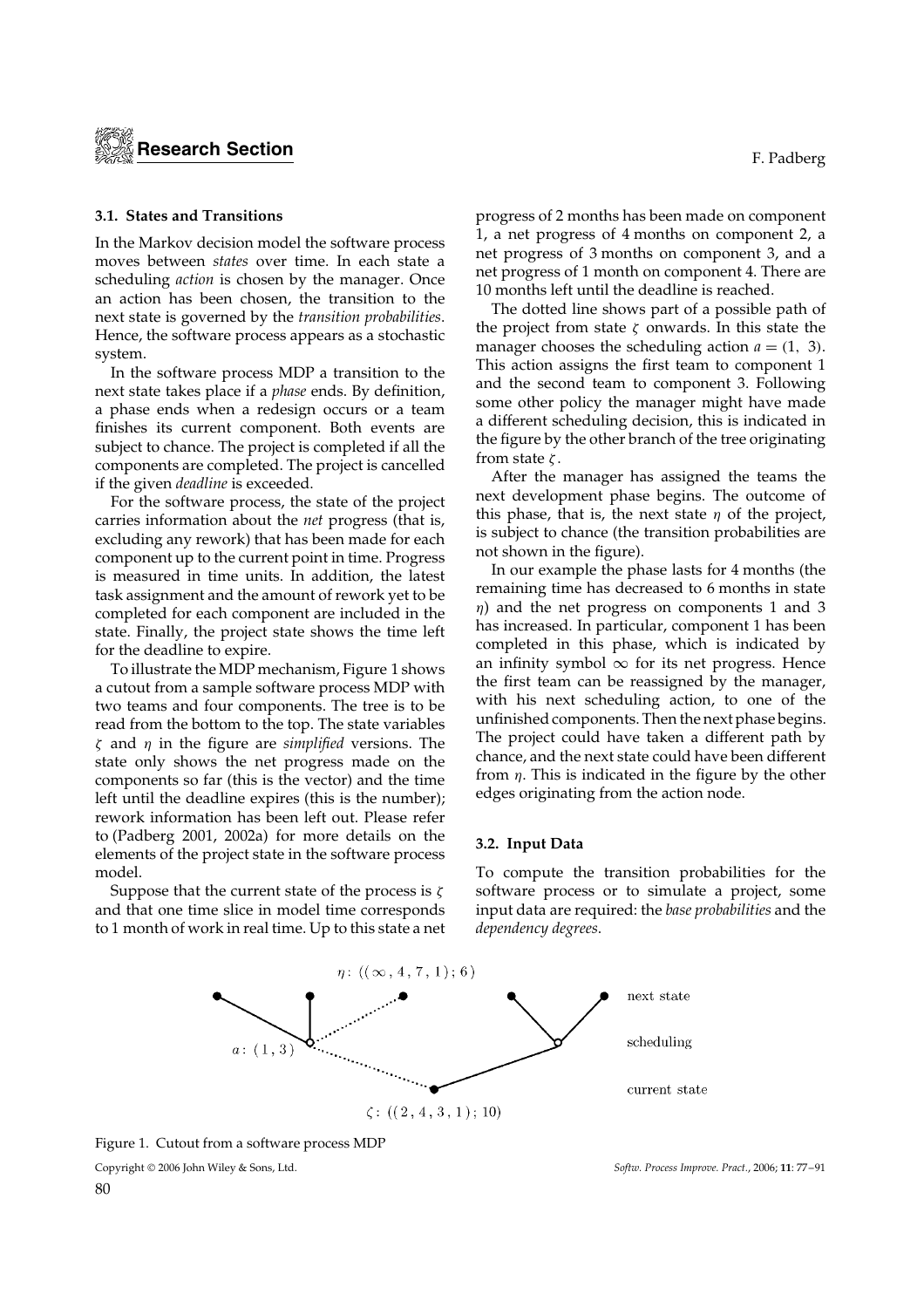### 3.1. States and Transitions

In the Markov decision model the software process moves between *states* over time. In each state a scheduling *action* is chosen by the manager. Once an action has been chosen, the transition to the next state is governed by the *transition probabilities*. Hence, the software process appears as a stochastic system.

In the software process MDP a transition to the next state takes place if a *phase* ends. By definition, a phase ends when a redesign occurs or a team finishes its current component. Both events are subject to chance. The project is completed if all the components are completed. The project is cancelled if the given *deadline* is exceeded.

For the software process, the state of the project carries information about the *net* progress (that is, excluding any rework) that has been made for each component up to the current point in time. Progress is measured in time units. In addition, the latest task assignment and the amount of rework yet to be completed for each component are included in the state. Finally, the project state shows the time left for the deadline to expire.

To illustrate the MDP mechanism, Figure 1 shows a cutout from a sample software process MDP with two teams and four components. The tree is to be read from the bottom to the top. The state variables $\zeta$ and $\eta$ in the figure are *simplified* versions. The state only shows the net progress made on the components so far (this is the vector) and the time left until the deadline expires (this is the number); rework information has been left out. Please refer to (Padberg 2001, 2002a) for more details on the elements of the project state in the software process model.

Suppose that the current state of the process is $\zeta$ and that one time slice in model time corresponds to 1 month of work in real time. Up to this state a net progress of 2 months has been made on component 1, a net progress of 4 months on component 2, a net progress of 3 months on component 3, and a net progress of 1 month on component 4. There are 10 months left until the deadline is reached.

The dotted line shows part of a possible path of the project from state $\zeta$ onwards. In this state the manager chooses the scheduling action $a = (1,\ 3)$. This action assigns the first team to component 1 and the second team to component 3. Following some other policy the manager might have made a different scheduling decision, this is indicated in the figure by the other branch of the tree originating from state $\zeta$.

After the manager has assigned the teams the next development phase begins. The outcome of this phase, that is, the next state $\eta$ of the project, is subject to chance (the transition probabilities are not shown in the figure).

In our example the phase lasts for 4 months (the remaining time has decreased to 6 months in state $\eta$) and the net progress on components 1 and 3 has increased. In particular, component 1 has been completed in this phase, which is indicated by an infinity symbol $\infty$ for its net progress. Hence the first team can be reassigned by the manager, with his next scheduling action, to one of the unfinished components. Then the next phase begins. The project could have taken a different path by chance, and the next state could have been different from $\eta$. This is indicated in the figure by the other edges originating from the action node.

### 3.2. Input Data

To compute the transition probabilities for the software process or to simulate a project, some input data are required: the *base probabilities* and the *dependency degrees*.

$\eta$: $((\infty, 4, 7, 1); 6)$ — next state

$a$: $(1, 3)$ — scheduling

$\zeta$: $((2, 4, 3, 1); 10)$ — current state

Figure 1. Cutout from a software process MDP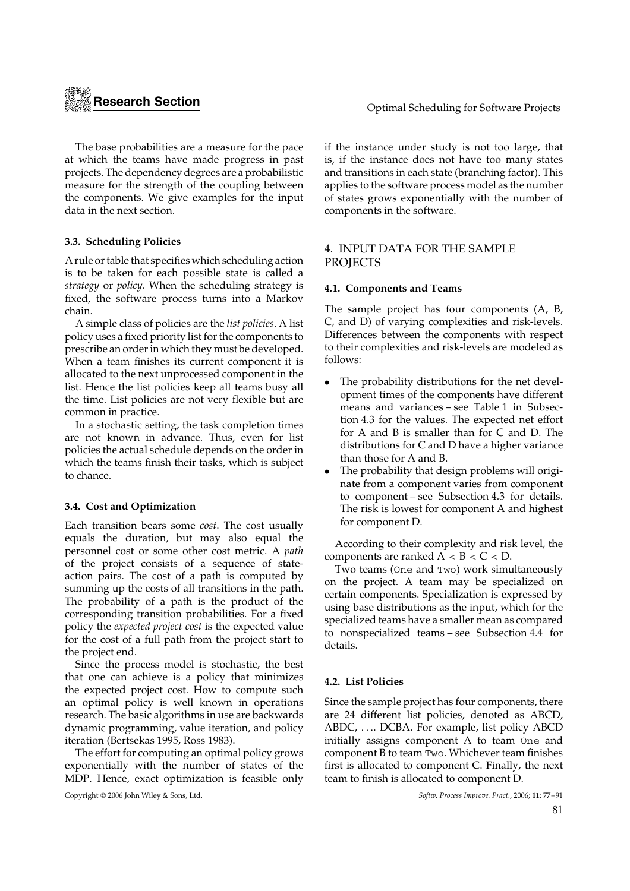The base probabilities are a measure for the pace at which the teams have made progress in past projects. The dependency degrees are a probabilistic measure for the strength of the coupling between the components. We give examples for the input data in the next section.

### 3.3. Scheduling Policies

A rule or table that specifies which scheduling action is to be taken for each possible state is called a *strategy* or *policy*. When the scheduling strategy is fixed, the software process turns into a Markov chain.

A simple class of policies are the *list policies*. A list policy uses a fixed priority list for the components to prescribe an order in which they must be developed. When a team finishes its current component it is allocated to the next unprocessed component in the list. Hence the list policies keep all teams busy all the time. List policies are not very flexible but are common in practice.

In a stochastic setting, the task completion times are not known in advance. Thus, even for list policies the actual schedule depends on the order in which the teams finish their tasks, which is subject to chance.

### 3.4. Cost and Optimization

Each transition bears some *cost*. The cost usually equals the duration, but may also equal the personnel cost or some other cost metric. A *path* of the project consists of a sequence of state-action pairs. The cost of a path is computed by summing up the costs of all transitions in the path. The probability of a path is the product of the corresponding transition probabilities. For a fixed policy the *expected project cost* is the expected value for the cost of a full path from the project start to the project end.

Since the process model is stochastic, the best that one can achieve is a policy that minimizes the expected project cost. How to compute such an optimal policy is well known in operations research. The basic algorithms in use are backwards dynamic programming, value iteration, and policy iteration (Bertsekas 1995, Ross 1983).

The effort for computing an optimal policy grows exponentially with the number of states of the MDP. Hence, exact optimization is feasible only if the instance under study is not too large, that is, if the instance does not have too many states and transitions in each state (branching factor). This applies to the software process model as the number of states grows exponentially with the number of components in the software.

## 4. INPUT DATA FOR THE SAMPLE PROJECTS

### 4.1. Components and Teams

The sample project has four components (A, B, C, and D) of varying complexities and risk-levels. Differences between the components with respect to their complexities and risk-levels are modeled as follows:

- The probability distributions for the net development times of the components have different means and variances – see Table 1 in Subsection 4.3 for the values. The expected net effort for A and B is smaller than for C and D. The distributions for C and D have a higher variance than those for A and B.
- The probability that design problems will originate from a component varies from component to component – see Subsection 4.3 for details. The risk is lowest for component A and highest for component D.

According to their complexity and risk level, the components are ranked A < B < C < D.

Two teams (One and Two) work simultaneously on the project. A team may be specialized on certain components. Specialization is expressed by using base distributions as the input, which for the specialized teams have a smaller mean as compared to nonspecialized teams – see Subsection 4.4 for details.

### 4.2. List Policies

Since the sample project has four components, there are 24 different list policies, denoted as ABCD, ABDC, .... DCBA. For example, list policy ABCD initially assigns component A to team One and component B to team Two. Whichever team finishes first is allocated to component C. Finally, the next team to finish is allocated to component D.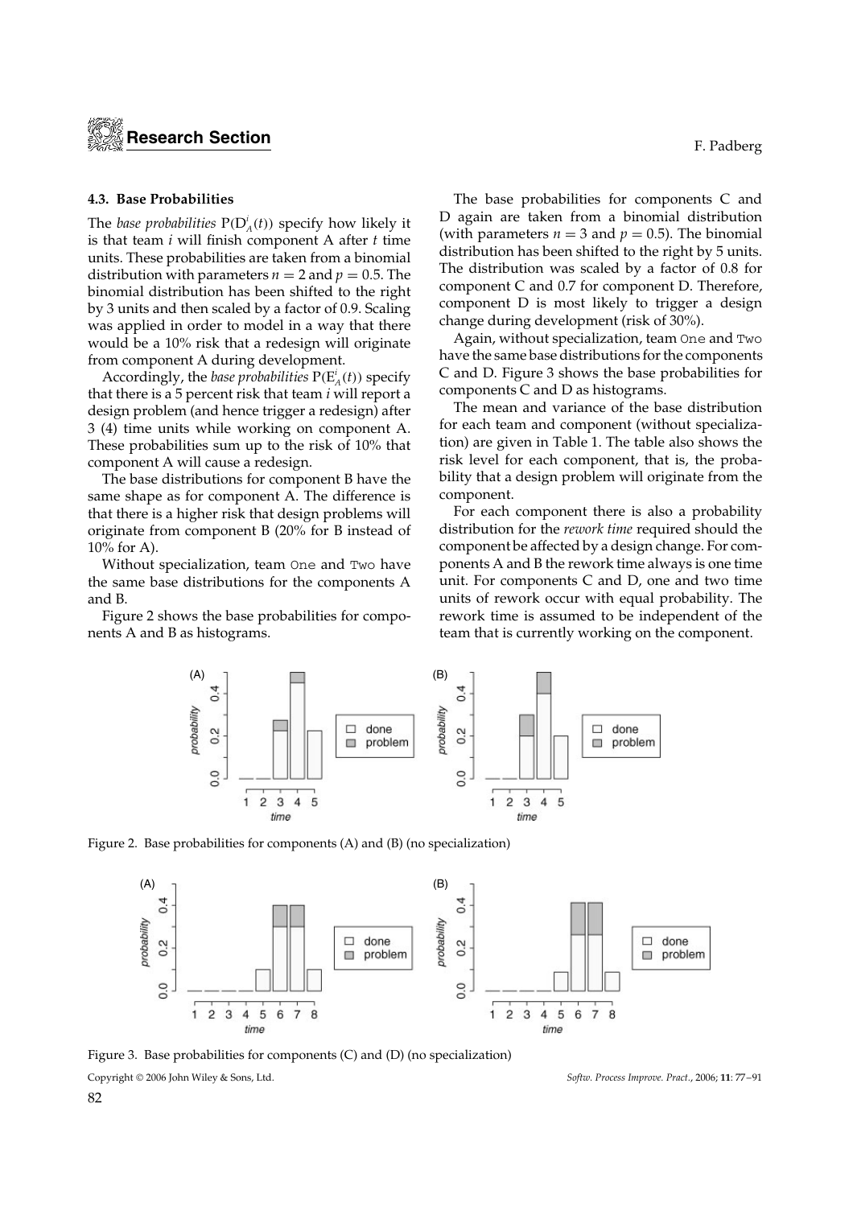### 4.3. Base Probabilities

The *base probabilities* $P(D^i_A(t))$ specify how likely it is that team $i$ will finish component A after $t$ time units. These probabilities are taken from a binomial distribution with parameters $n = 2$ and $p = 0.5$. The binomial distribution has been shifted to the right by 3 units and then scaled by a factor of 0.9. Scaling was applied in order to model in a way that there would be a 10% risk that a redesign will originate from component A during development.

Accordingly, the *base probabilities* $P(E^i_A(t))$ specify that there is a 5 percent risk that team $i$ will report a design problem (and hence trigger a redesign) after 3 (4) time units while working on component A. These probabilities sum up to the risk of 10% that component A will cause a redesign.

The base distributions for component B have the same shape as for component A. The difference is that there is a higher risk that design problems will originate from component B (20% for B instead of 10% for A).

Without specialization, team One and Two have the same base distributions for the components A and B.

Figure 2 shows the base probabilities for components A and B as histograms.

The base probabilities for components C and D again are taken from a binomial distribution (with parameters $n = 3$ and $p = 0.5$). The binomial distribution has been shifted to the right by 5 units. The distribution was scaled by a factor of 0.8 for component C and 0.7 for component D. Therefore, component D is most likely to trigger a design change during development (risk of 30%).

Again, without specialization, team One and Two have the same base distributions for the components C and D. Figure 3 shows the base probabilities for components C and D as histograms.

The mean and variance of the base distribution for each team and component (without specialization) are given in Table 1. The table also shows the risk level for each component, that is, the probability that a design problem will originate from the component.

For each component there is also a probability distribution for the *rework time* required should the component be affected by a design change. For components A and B the rework time always is one time unit. For components C and D, one and two time units of rework occur with equal probability. The rework time is assumed to be independent of the team that is currently working on the component.

Figure 2. Base probabilities for components (A) and (B) (no specialization)

Figure 3. Base probabilities for components (C) and (D) (no specialization)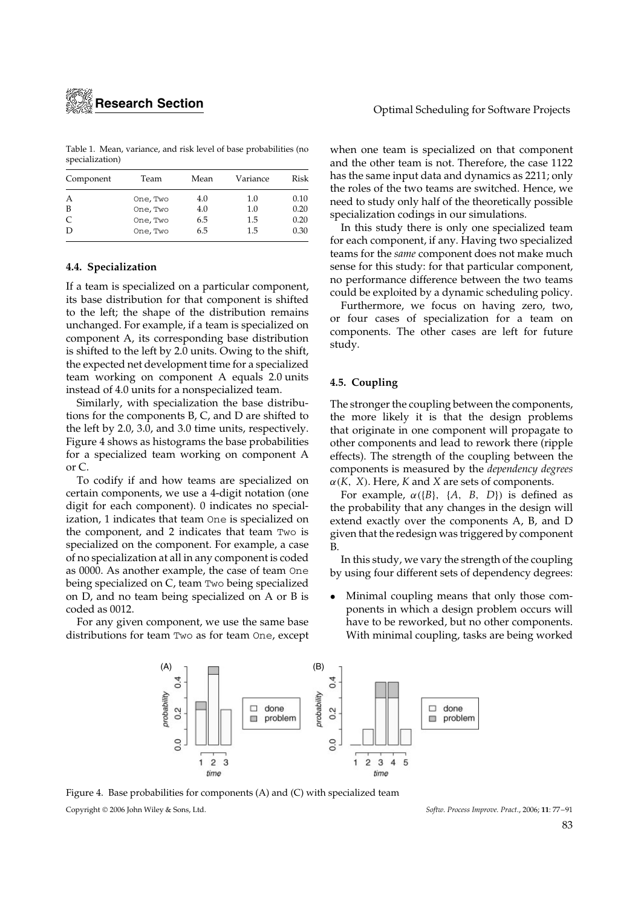Table 1. Mean, variance, and risk level of base probabilities (no specialization)

| Component | Team | Mean | Variance | Risk |
|---|---|---|---|---|
| A | One, Two | 4.0 | 1.0 | 0.10 |
| B | One, Two | 4.0 | 1.0 | 0.20 |
| C | One, Two | 6.5 | 1.5 | 0.20 |
| D | One, Two | 6.5 | 1.5 | 0.30 |

### 4.4. Specialization

If a team is specialized on a particular component, its base distribution for that component is shifted to the left; the shape of the distribution remains unchanged. For example, if a team is specialized on component A, its corresponding base distribution is shifted to the left by 2.0 units. Owing to the shift, the expected net development time for a specialized team working on component A equals 2.0 units instead of 4.0 units for a nonspecialized team.

Similarly, with specialization the base distributions for the components B, C, and D are shifted to the left by 2.0, 3.0, and 3.0 time units, respectively. Figure 4 shows as histograms the base probabilities for a specialized team working on component A or C.

To codify if and how teams are specialized on certain components, we use a 4-digit notation (one digit for each component). 0 indicates no specialization, 1 indicates that team One is specialized on the component, and 2 indicates that team Two is specialized on the component. For example, a case of no specialization at all in any component is coded as 0000. As another example, the case of team One being specialized on C, team Two being specialized on D, and no team being specialized on A or B is coded as 0012.

For any given component, we use the same base distributions for team Two as for team One, except when one team is specialized on that component and the other team is not. Therefore, the case 1122 has the same input data and dynamics as 2211; only the roles of the two teams are switched. Hence, we need to study only half of the theoretically possible specialization codings in our simulations.

In this study there is only one specialized team for each component, if any. Having two specialized teams for the *same* component does not make much sense for this study: for that particular component, no performance difference between the two teams could be exploited by a dynamic scheduling policy.

Furthermore, we focus on having zero, two, or four cases of specialization for a team on components. The other cases are left for future study.

### 4.5. Coupling

The stronger the coupling between the components, the more likely it is that the design problems that originate in one component will propagate to other components and lead to rework there (ripple effects). The strength of the coupling between the components is measured by the *dependency degrees* $\alpha(K, X)$. Here, $K$ and $X$ are sets of components.

For example, $\alpha(\{B\}, \{A, B, D\})$ is defined as the probability that any changes in the design will extend exactly over the components A, B, and D given that the redesign was triggered by component B.

In this study, we vary the strength of the coupling by using four different sets of dependency degrees:

- Minimal coupling means that only those components in which a design problem occurs will have to be reworked, but no other components. With minimal coupling, tasks are being worked

Figure 4. Base probabilities for components (A) and (C) with specialized team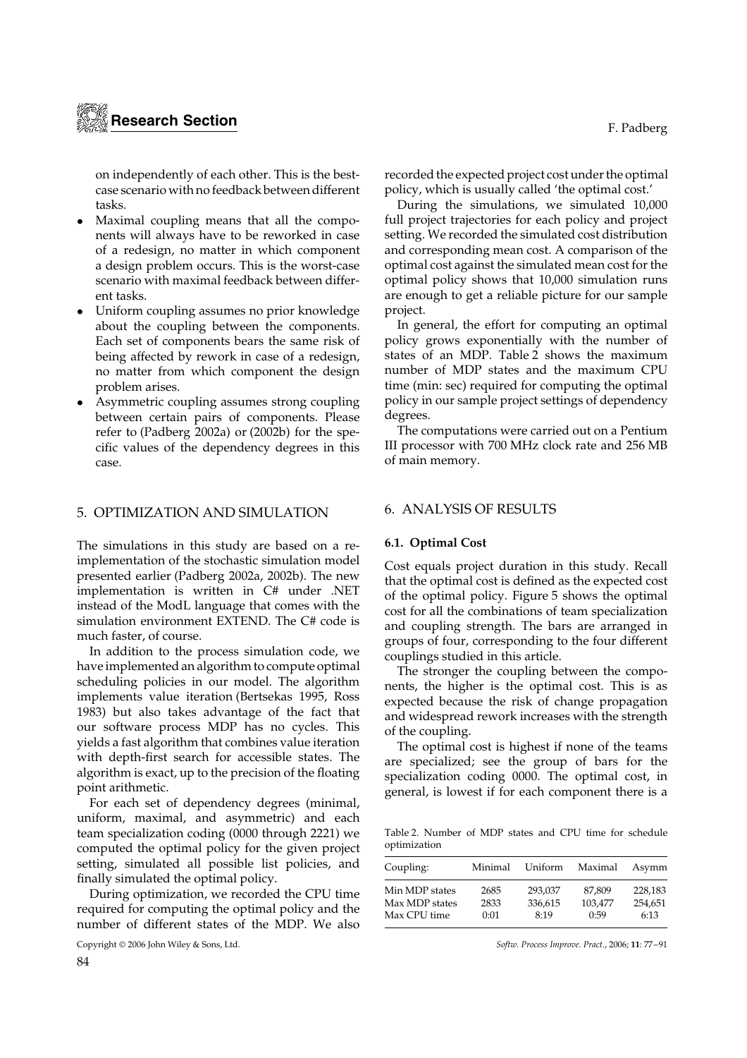on independently of each other. This is the best-case scenario with no feedback between different tasks.

- Maximal coupling means that all the components will always have to be reworked in case of a redesign, no matter in which component a design problem occurs. This is the worst-case scenario with maximal feedback between different tasks.
- Uniform coupling assumes no prior knowledge about the coupling between the components. Each set of components bears the same risk of being affected by rework in case of a redesign, no matter from which component the design problem arises.
- Asymmetric coupling assumes strong coupling between certain pairs of components. Please refer to (Padberg 2002a) or (2002b) for the specific values of the dependency degrees in this case.

## 5. OPTIMIZATION AND SIMULATION

The simulations in this study are based on a re-implementation of the stochastic simulation model presented earlier (Padberg 2002a, 2002b). The new implementation is written in C# under .NET instead of the ModL language that comes with the simulation environment EXTEND. The C# code is much faster, of course.

In addition to the process simulation code, we have implemented an algorithm to compute optimal scheduling policies in our model. The algorithm implements value iteration (Bertsekas 1995, Ross 1983) but also takes advantage of the fact that our software process MDP has no cycles. This yields a fast algorithm that combines value iteration with depth-first search for accessible states. The algorithm is exact, up to the precision of the floating point arithmetic.

For each set of dependency degrees (minimal, uniform, maximal, and asymmetric) and each team specialization coding (0000 through 2221) we computed the optimal policy for the given project setting, simulated all possible list policies, and finally simulated the optimal policy.

During optimization, we recorded the CPU time required for computing the optimal policy and the number of different states of the MDP. We also recorded the expected project cost under the optimal policy, which is usually called 'the optimal cost.'

During the simulations, we simulated 10,000 full project trajectories for each policy and project setting. We recorded the simulated cost distribution and corresponding mean cost. A comparison of the optimal cost against the simulated mean cost for the optimal policy shows that 10,000 simulation runs are enough to get a reliable picture for our sample project.

In general, the effort for computing an optimal policy grows exponentially with the number of states of an MDP. Table 2 shows the maximum number of MDP states and the maximum CPU time (min: sec) required for computing the optimal policy in our sample project settings of dependency degrees.

The computations were carried out on a Pentium III processor with 700 MHz clock rate and 256 MB of main memory.

## 6. ANALYSIS OF RESULTS

### 6.1. Optimal Cost

Cost equals project duration in this study. Recall that the optimal cost is defined as the expected cost of the optimal policy. Figure 5 shows the optimal cost for all the combinations of team specialization and coupling strength. The bars are arranged in groups of four, corresponding to the four different couplings studied in this article.

The stronger the coupling between the components, the higher is the optimal cost. This is as expected because the risk of change propagation and widespread rework increases with the strength of the coupling.

The optimal cost is highest if none of the teams are specialized; see the group of bars for the specialization coding 0000. The optimal cost, in general, is lowest if for each component there is a

Table 2. Number of MDP states and CPU time for schedule optimization

| Coupling: | Minimal | Uniform | Maximal | Asymm |
|---|---|---|---|---|
| Min MDP states | 2685 | 293,037 | 87,809 | 228,183 |
| Max MDP states | 2833 | 336,615 | 103,477 | 254,651 |
| Max CPU time | 0:01 | 8:19 | 0:59 | 6:13 |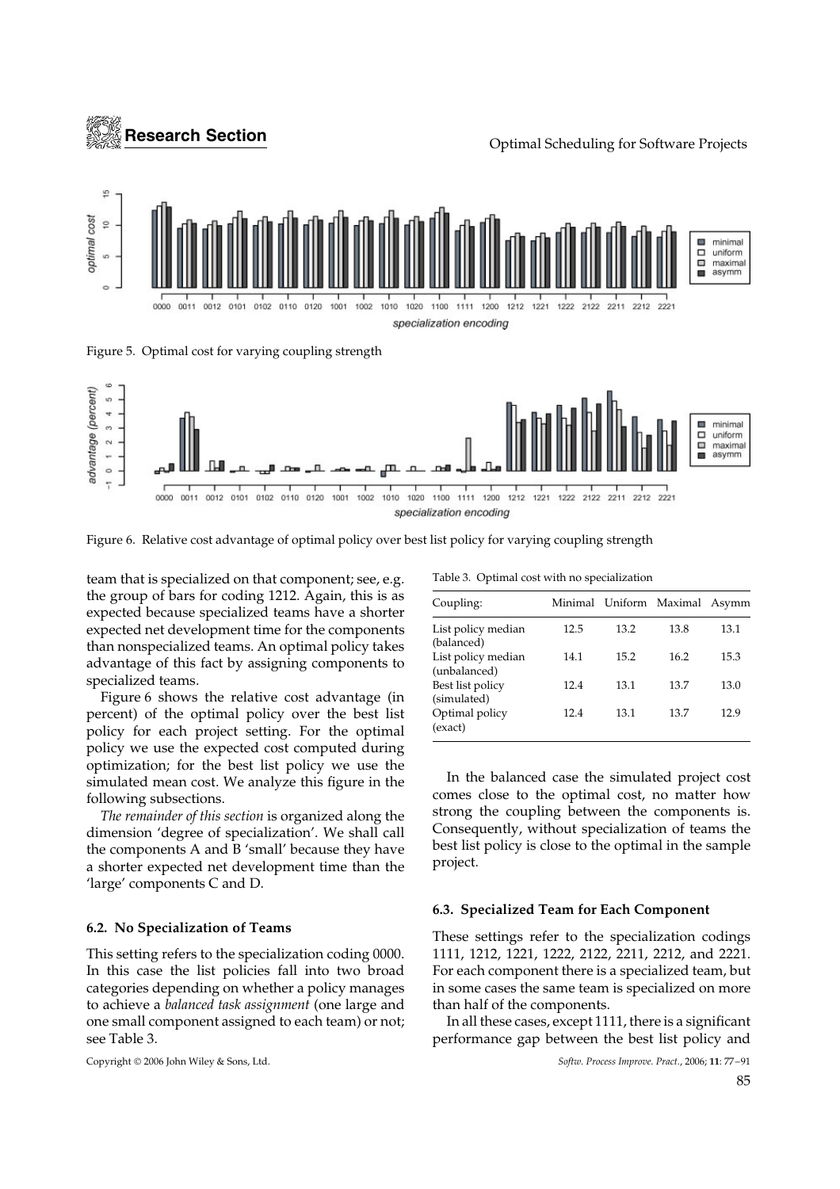Figure 5. Optimal cost for varying coupling strength

Figure 6. Relative cost advantage of optimal policy over best list policy for varying coupling strength

team that is specialized on that component; see, e.g. the group of bars for coding 1212. Again, this is as expected because specialized teams have a shorter expected net development time for the components than nonspecialized teams. An optimal policy takes advantage of this fact by assigning components to specialized teams.

Figure 6 shows the relative cost advantage (in percent) of the optimal policy over the best list policy for each project setting. For the optimal policy we use the expected cost computed during optimization; for the best list policy we use the simulated mean cost. We analyze this figure in the following subsections.

*The remainder of this section* is organized along the dimension 'degree of specialization'. We shall call the components A and B 'small' because they have a shorter expected net development time than the 'large' components C and D.

### 6.2. No Specialization of Teams

This setting refers to the specialization coding 0000. In this case the list policies fall into two broad categories depending on whether a policy manages to achieve a *balanced task assignment* (one large and one small component assigned to each team) or not; see Table 3.

Table 3. Optimal cost with no specialization

| Coupling: | Minimal | Uniform | Maximal | Asymm |
|---|---|---|---|---|
| List policy median (balanced) | 12.5 | 13.2 | 13.8 | 13.1 |
| List policy median (unbalanced) | 14.1 | 15.2 | 16.2 | 15.3 |
| Best list policy (simulated) | 12.4 | 13.1 | 13.7 | 13.0 |
| Optimal policy (exact) | 12.4 | 13.1 | 13.7 | 12.9 |

In the balanced case the simulated project cost comes close to the optimal cost, no matter how strong the coupling between the components is. Consequently, without specialization of teams the best list policy is close to the optimal in the sample project.

### 6.3. Specialized Team for Each Component

These settings refer to the specialization codings 1111, 1212, 1221, 1222, 2122, 2211, 2212, and 2221. For each component there is a specialized team, but in some cases the same team is specialized on more than half of the components.

In all these cases, except 1111, there is a significant performance gap between the best list policy and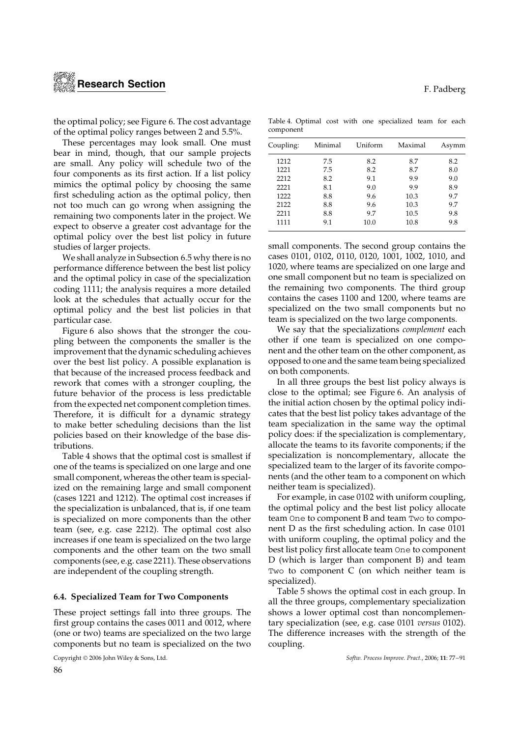the optimal policy; see Figure 6. The cost advantage of the optimal policy ranges between 2 and 5.5%.

These percentages may look small. One must bear in mind, though, that our sample projects are small. Any policy will schedule two of the four components as its first action. If a list policy mimics the optimal policy by choosing the same first scheduling action as the optimal policy, then not too much can go wrong when assigning the remaining two components later in the project. We expect to observe a greater cost advantage for the optimal policy over the best list policy in future studies of larger projects.

We shall analyze in Subsection 6.5 why there is no performance difference between the best list policy and the optimal policy in case of the specialization coding 1111; the analysis requires a more detailed look at the schedules that actually occur for the optimal policy and the best list policies in that particular case.

Figure 6 also shows that the stronger the coupling between the components the smaller is the improvement that the dynamic scheduling achieves over the best list policy. A possible explanation is that because of the increased process feedback and rework that comes with a stronger coupling, the future behavior of the process is less predictable from the expected net component completion times. Therefore, it is difficult for a dynamic strategy to make better scheduling decisions than the list policies based on their knowledge of the base distributions.

Table 4 shows that the optimal cost is smallest if one of the teams is specialized on one large and one small component, whereas the other team is specialized on the remaining large and small component (cases 1221 and 1212). The optimal cost increases if the specialization is unbalanced, that is, if one team is specialized on more components than the other team (see, e.g. case 2212). The optimal cost also increases if one team is specialized on the two large components and the other team on the two small components (see, e.g. case 2211). These observations are independent of the coupling strength.

Table 4. Optimal cost with one specialized team for each component

| Coupling: | Minimal | Uniform | Maximal | Asymm |
|---|---|---|---|---|
| 1212 | 7.5 | 8.2 | 8.7 | 8.2 |
| 1221 | 7.5 | 8.2 | 8.7 | 8.0 |
| 2212 | 8.2 | 9.1 | 9.9 | 9.0 |
| 2221 | 8.1 | 9.0 | 9.9 | 8.9 |
| 1222 | 8.8 | 9.6 | 10.3 | 9.7 |
| 2122 | 8.8 | 9.6 | 10.3 | 9.7 |
| 2211 | 8.8 | 9.7 | 10.5 | 9.8 |
| 1111 | 9.1 | 10.0 | 10.8 | 9.8 |

### 6.4. Specialized Team for Two Components

These project settings fall into three groups. The first group contains the cases 0011 and 0012, where (one or two) teams are specialized on the two large components but no team is specialized on the two small components. The second group contains the cases 0101, 0102, 0110, 0120, 1001, 1002, 1010, and 1020, where teams are specialized on one large and one small component but no team is specialized on the remaining two components. The third group contains the cases 1100 and 1200, where teams are specialized on the two small components but no team is specialized on the two large components.

We say that the specializations *complement* each other if one team is specialized on one component and the other team on the other component, as opposed to one and the same team being specialized on both components.

In all three groups the best list policy always is close to the optimal; see Figure 6. An analysis of the initial action chosen by the optimal policy indicates that the best list policy takes advantage of the team specialization in the same way the optimal policy does: if the specialization is complementary, allocate the teams to its favorite components; if the specialization is noncomplementary, allocate the specialized team to the larger of its favorite components (and the other team to a component on which neither team is specialized).

For example, in case 0102 with uniform coupling, the optimal policy and the best list policy allocate team `One` to component B and team `Two` to component D as the first scheduling action. In case 0101 with uniform coupling, the optimal policy and the best list policy first allocate team `One` to component D (which is larger than component B) and team `Two` to component C (on which neither team is specialized).

Table 5 shows the optimal cost in each group. In all the three groups, complementary specialization shows a lower optimal cost than noncomplementary specialization (see, e.g. case 0101 *versus* 0102). The difference increases with the strength of the coupling.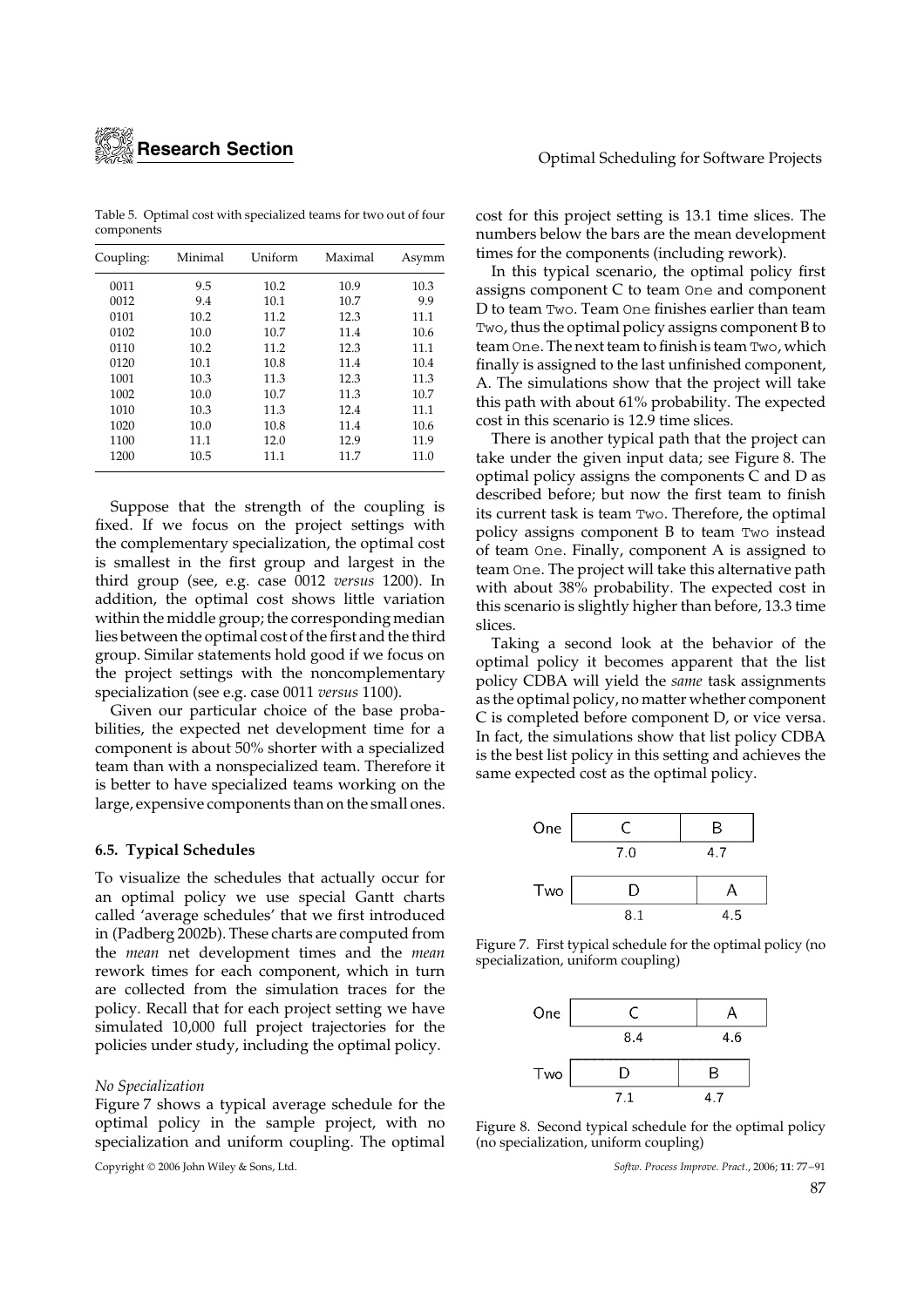Table 5. Optimal cost with specialized teams for two out of four components

| Coupling: | Minimal | Uniform | Maximal | Asymm |
|---|---|---|---|---|
| 0011 | 9.5 | 10.2 | 10.9 | 10.3 |
| 0012 | 9.4 | 10.1 | 10.7 | 9.9 |
| 0101 | 10.2 | 11.2 | 12.3 | 11.1 |
| 0102 | 10.0 | 10.7 | 11.4 | 10.6 |
| 0110 | 10.2 | 11.2 | 12.3 | 11.1 |
| 0120 | 10.1 | 10.8 | 11.4 | 10.4 |
| 1001 | 10.3 | 11.3 | 12.3 | 11.3 |
| 1002 | 10.0 | 10.7 | 11.3 | 10.7 |
| 1010 | 10.3 | 11.3 | 12.4 | 11.1 |
| 1020 | 10.0 | 10.8 | 11.4 | 10.6 |
| 1100 | 11.1 | 12.0 | 12.9 | 11.9 |
| 1200 | 10.5 | 11.1 | 11.7 | 11.0 |

Suppose that the strength of the coupling is fixed. If we focus on the project settings with the complementary specialization, the optimal cost is smallest in the first group and largest in the third group (see, e.g. case 0012 *versus* 1200). In addition, the optimal cost shows little variation within the middle group; the corresponding median lies between the optimal cost of the first and the third group. Similar statements hold good if we focus on the project settings with the noncomplementary specialization (see e.g. case 0011 *versus* 1100).

Given our particular choice of the base probabilities, the expected net development time for a component is about 50% shorter with a specialized team than with a nonspecialized team. Therefore it is better to have specialized teams working on the large, expensive components than on the small ones.

### 6.5. Typical Schedules

To visualize the schedules that actually occur for an optimal policy we use special Gantt charts called 'average schedules' that we first introduced in (Padberg 2002b). These charts are computed from the *mean* net development times and the *mean* rework times for each component, which in turn are collected from the simulation traces for the policy. Recall that for each project setting we have simulated 10,000 full project trajectories for the policies under study, including the optimal policy.

*No Specialization*

Figure 7 shows a typical average schedule for the optimal policy in the sample project, with no specialization and uniform coupling. The optimal cost for this project setting is 13.1 time slices. The numbers below the bars are the mean development times for the components (including rework).

In this typical scenario, the optimal policy first assigns component C to team `One` and component D to team `Two`. Team `One` finishes earlier than team `Two`, thus the optimal policy assigns component B to team `One`. The next team to finish is team `Two`, which finally is assigned to the last unfinished component, A. The simulations show that the project will take this path with about 61% probability. The expected cost in this scenario is 12.9 time slices.

There is another typical path that the project can take under the given input data; see Figure 8. The optimal policy assigns the components C and D as described before; but now the first team to finish its current task is team `Two`. Therefore, the optimal policy assigns component B to team `Two` instead of team `One`. Finally, component A is assigned to team `One`. The project will take this alternative path with about 38% probability. The expected cost in this scenario is slightly higher than before, 13.3 time slices.

Taking a second look at the behavior of the optimal policy it becomes apparent that the list policy CDBA will yield the *same* task assignments as the optimal policy, no matter whether component C is completed before component D, or vice versa. In fact, the simulations show that list policy CDBA is the best list policy in this setting and achieves the same expected cost as the optimal policy.

Figure 7. First typical schedule for the optimal policy (no specialization, uniform coupling)

Figure 8. Second typical schedule for the optimal policy (no specialization, uniform coupling)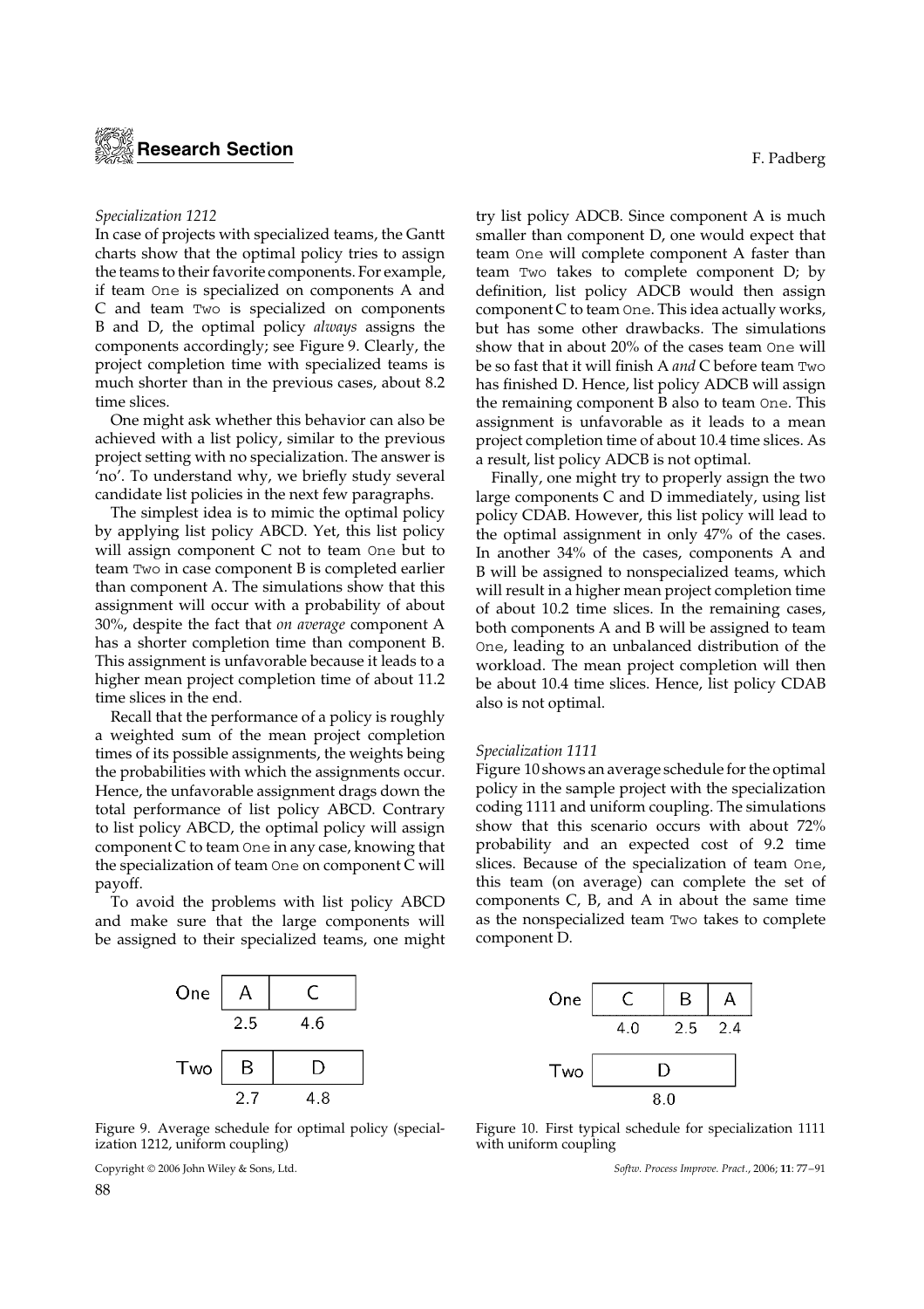*Specialization 1212*

In case of projects with specialized teams, the Gantt charts show that the optimal policy tries to assign the teams to their favorite components. For example, if team One is specialized on components A and C and team Two is specialized on components B and D, the optimal policy *always* assigns the components accordingly; see Figure 9. Clearly, the project completion time with specialized teams is much shorter than in the previous cases, about 8.2 time slices.

One might ask whether this behavior can also be achieved with a list policy, similar to the previous project setting with no specialization. The answer is 'no'. To understand why, we briefly study several candidate list policies in the next few paragraphs.

The simplest idea is to mimic the optimal policy by applying list policy ABCD. Yet, this list policy will assign component C not to team One but to team Two in case component B is completed earlier than component A. The simulations show that this assignment will occur with a probability of about 30%, despite the fact that *on average* component A has a shorter completion time than component B. This assignment is unfavorable because it leads to a higher mean project completion time of about 11.2 time slices in the end.

Recall that the performance of a policy is roughly a weighted sum of the mean project completion times of its possible assignments, the weights being the probabilities with which the assignments occur. Hence, the unfavorable assignment drags down the total performance of list policy ABCD. Contrary to list policy ABCD, the optimal policy will assign component C to team One in any case, knowing that the specialization of team One on component C will payoff.

To avoid the problems with list policy ABCD and make sure that the large components will be assigned to their specialized teams, one might try list policy ADCB. Since component A is much smaller than component D, one would expect that team One will complete component A faster than team Two takes to complete component D; by definition, list policy ADCB would then assign component C to team One. This idea actually works, but has some other drawbacks. The simulations show that in about 20% of the cases team One will be so fast that it will finish A *and* C before team Two has finished D. Hence, list policy ADCB will assign the remaining component B also to team One. This assignment is unfavorable as it leads to a mean project completion time of about 10.4 time slices. As a result, list policy ADCB is not optimal.

Finally, one might try to properly assign the two large components C and D immediately, using list policy CDAB. However, this list policy will lead to the optimal assignment in only 47% of the cases. In another 34% of the cases, components A and B will be assigned to nonspecialized teams, which will result in a higher mean project completion time of about 10.2 time slices. In the remaining cases, both components A and B will be assigned to team One, leading to an unbalanced distribution of the workload. The mean project completion will then be about 10.4 time slices. Hence, list policy CDAB also is not optimal.

One A C
2.5 4.6
Two B D
2.7 4.8

Figure 9. Average schedule for optimal policy (specialization 1212, uniform coupling)

*Specialization 1111*

Figure 10 shows an average schedule for the optimal policy in the sample project with the specialization coding 1111 and uniform coupling. The simulations show that this scenario occurs with about 72% probability and an expected cost of 9.2 time slices. Because of the specialization of team One, this team (on average) can complete the set of components C, B, and A in about the same time as the nonspecialized team Two takes to complete component D.

One C B A
4.0 2.5 2.4
Two D
8.0

Figure 10. First typical schedule for specialization 1111 with uniform coupling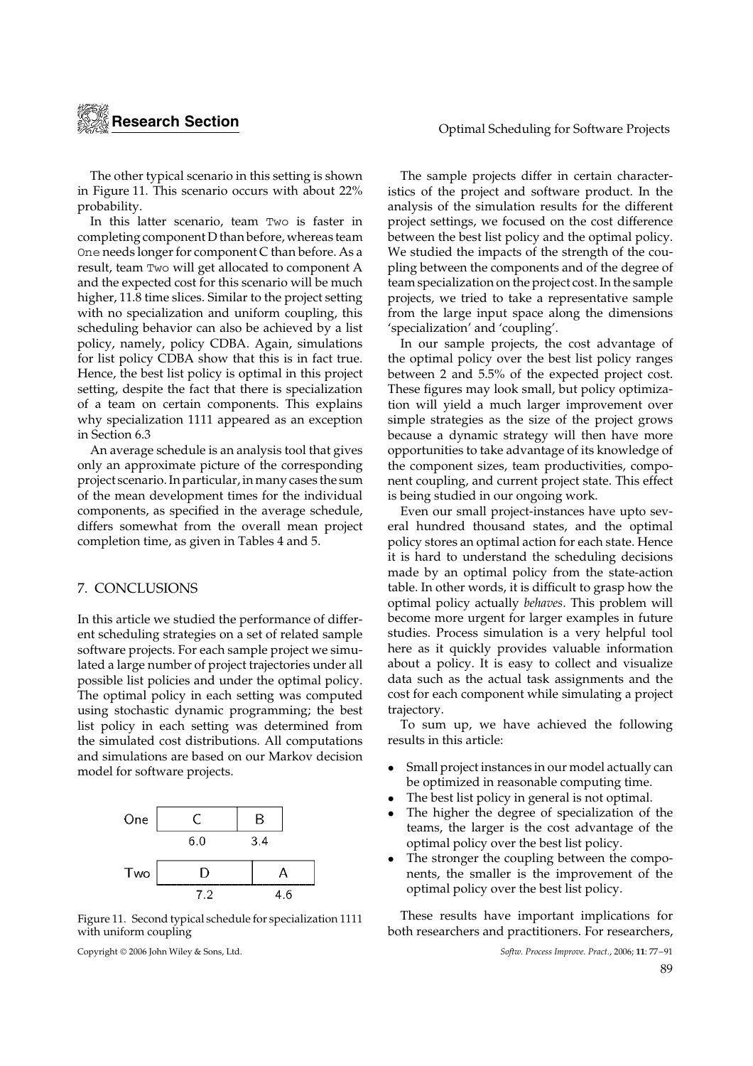The other typical scenario in this setting is shown in Figure 11. This scenario occurs with about 22% probability.

In this latter scenario, team `Two` is faster in completing component D than before, whereas team `One` needs longer for component C than before. As a result, team `Two` will get allocated to component A and the expected cost for this scenario will be much higher, 11.8 time slices. Similar to the project setting with no specialization and uniform coupling, this scheduling behavior can also be achieved by a list policy, namely, policy CDBA. Again, simulations for list policy CDBA show that this is in fact true. Hence, the best list policy is optimal in this project setting, despite the fact that there is specialization of a team on certain components. This explains why specialization 1111 appeared as an exception in Section 6.3

An average schedule is an analysis tool that gives only an approximate picture of the corresponding project scenario. In particular, in many cases the sum of the mean development times for the individual components, as specified in the average schedule, differs somewhat from the overall mean project completion time, as given in Tables 4 and 5.

## 7. CONCLUSIONS

In this article we studied the performance of different scheduling strategies on a set of related sample software projects. For each sample project we simulated a large number of project trajectories under all possible list policies and under the optimal policy. The optimal policy in each setting was computed using stochastic dynamic programming; the best list policy in each setting was determined from the simulated cost distributions. All computations and simulations are based on our Markov decision model for software projects.

One
C
B
6.0
3.4
Two
D
A
7.2
4.6

Figure 11. Second typical schedule for specialization 1111 with uniform coupling

The sample projects differ in certain characteristics of the project and software product. In the analysis of the simulation results for the different project settings, we focused on the cost difference between the best list policy and the optimal policy. We studied the impacts of the strength of the coupling between the components and of the degree of team specialization on the project cost. In the sample projects, we tried to take a representative sample from the large input space along the dimensions 'specialization' and 'coupling'.

In our sample projects, the cost advantage of the optimal policy over the best list policy ranges between 2 and 5.5% of the expected project cost. These figures may look small, but policy optimization will yield a much larger improvement over simple strategies as the size of the project grows because a dynamic strategy will then have more opportunities to take advantage of its knowledge of the component sizes, team productivities, component coupling, and current project state. This effect is being studied in our ongoing work.

Even our small project-instances have upto several hundred thousand states, and the optimal policy stores an optimal action for each state. Hence it is hard to understand the scheduling decisions made by an optimal policy from the state-action table. In other words, it is difficult to grasp how the optimal policy actually *behaves*. This problem will become more urgent for larger examples in future studies. Process simulation is a very helpful tool here as it quickly provides valuable information about a policy. It is easy to collect and visualize data such as the actual task assignments and the cost for each component while simulating a project trajectory.

To sum up, we have achieved the following results in this article:

- Small project instances in our model actually can be optimized in reasonable computing time.
- The best list policy in general is not optimal.
- The higher the degree of specialization of the teams, the larger is the cost advantage of the optimal policy over the best list policy.
- The stronger the coupling between the components, the smaller is the improvement of the optimal policy over the best list policy.

These results have important implications for both researchers and practitioners. For researchers,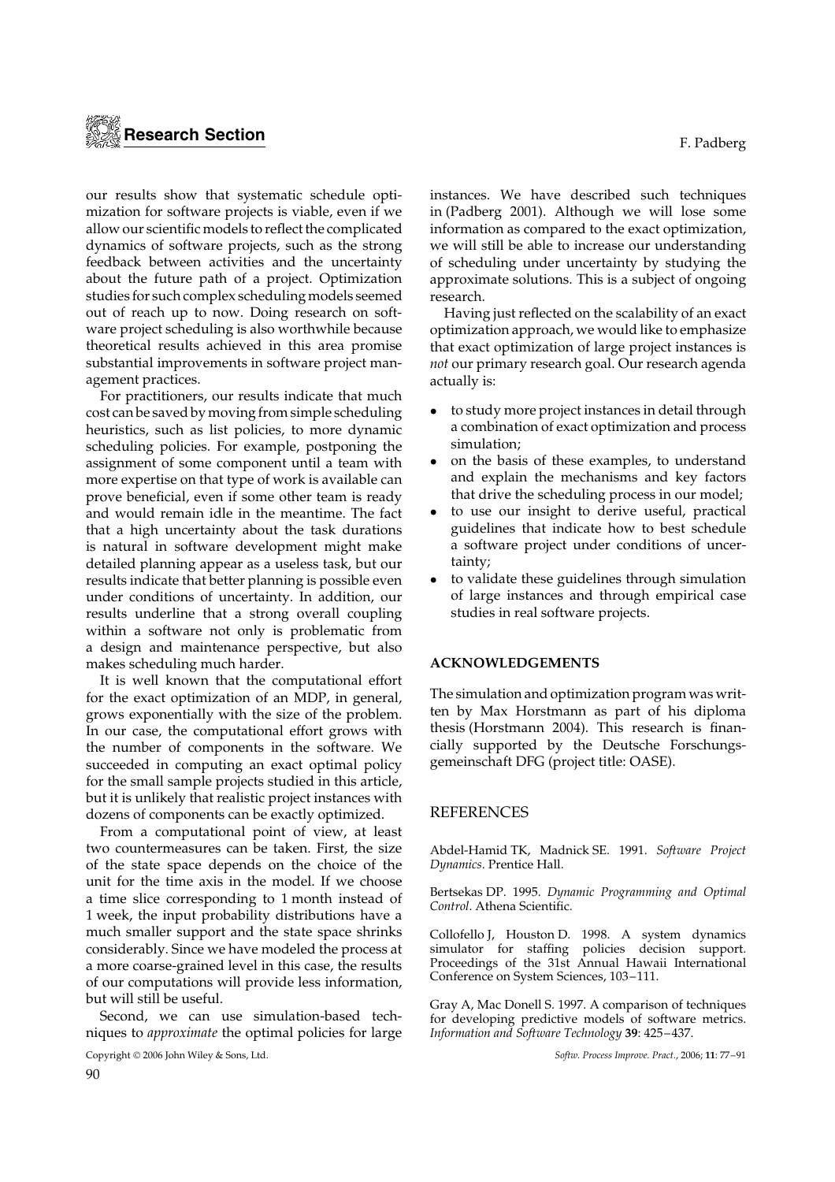our results show that systematic schedule optimization for software projects is viable, even if we allow our scientific models to reflect the complicated dynamics of software projects, such as the strong feedback between activities and the uncertainty about the future path of a project. Optimization studies for such complex scheduling models seemed out of reach up to now. Doing research on software project scheduling is also worthwhile because theoretical results achieved in this area promise substantial improvements in software project management practices.

For practitioners, our results indicate that much cost can be saved by moving from simple scheduling heuristics, such as list policies, to more dynamic scheduling policies. For example, postponing the assignment of some component until a team with more expertise on that type of work is available can prove beneficial, even if some other team is ready and would remain idle in the meantime. The fact that a high uncertainty about the task durations is natural in software development might make detailed planning appear as a useless task, but our results indicate that better planning is possible even under conditions of uncertainty. In addition, our results underline that a strong overall coupling within a software not only is problematic from a design and maintenance perspective, but also makes scheduling much harder.

It is well known that the computational effort for the exact optimization of an MDP, in general, grows exponentially with the size of the problem. In our case, the computational effort grows with the number of components in the software. We succeeded in computing an exact optimal policy for the small sample projects studied in this article, but it is unlikely that realistic project instances with dozens of components can be exactly optimized.

From a computational point of view, at least two countermeasures can be taken. First, the size of the state space depends on the choice of the unit for the time axis in the model. If we choose a time slice corresponding to 1 month instead of 1 week, the input probability distributions have a much smaller support and the state space shrinks considerably. Since we have modeled the process at a more coarse-grained level in this case, the results of our computations will provide less information, but will still be useful.

Second, we can use simulation-based techniques to *approximate* the optimal policies for large instances. We have described such techniques in (Padberg 2001). Although we will lose some information as compared to the exact optimization, we will still be able to increase our understanding of scheduling under uncertainty by studying the approximate solutions. This is a subject of ongoing research.

Having just reflected on the scalability of an exact optimization approach, we would like to emphasize that exact optimization of large project instances is *not* our primary research goal. Our research agenda actually is:

- to study more project instances in detail through a combination of exact optimization and process simulation;
- on the basis of these examples, to understand and explain the mechanisms and key factors that drive the scheduling process in our model;
- to use our insight to derive useful, practical guidelines that indicate how to best schedule a software project under conditions of uncertainty;
- to validate these guidelines through simulation of large instances and through empirical case studies in real software projects.

## ACKNOWLEDGEMENTS

The simulation and optimization program was written by Max Horstmann as part of his diploma thesis (Horstmann 2004). This research is financially supported by the Deutsche Forschungsgemeinschaft DFG (project title: OASE).

## REFERENCES

Abdel-Hamid TK, Madnick SE. 1991. *Software Project Dynamics*. Prentice Hall.

Bertsekas DP. 1995. *Dynamic Programming and Optimal Control*. Athena Scientific.

Collofello J, Houston D. 1998. A system dynamics simulator for staffing policies decision support. Proceedings of the 31st Annual Hawaii International Conference on System Sciences, 103–111.

Gray A, Mac Donell S. 1997. A comparison of techniques for developing predictive models of software metrics. *Information and Software Technology* **39**: 425–437.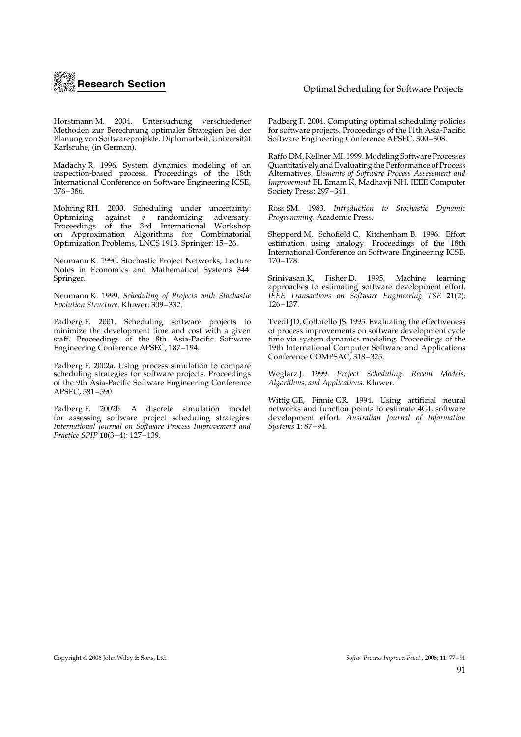Horstmann M. 2004. Untersuchung verschiedener Methoden zur Berechnung optimaler Strategien bei der Planung von Softwareprojekte. Diplomarbeit, Universität Karlsruhe, (in German).

Madachy R. 1996. System dynamics modeling of an inspection-based process. Proceedings of the 18th International Conference on Software Engineering ICSE, 376–386.

Möhring RH. 2000. Scheduling under uncertainty: Optimizing against a randomizing adversary. Proceedings of the 3rd International Workshop on Approximation Algorithms for Combinatorial Optimization Problems, LNCS 1913. Springer: 15–26.

Neumann K. 1990. Stochastic Project Networks, Lecture Notes in Economics and Mathematical Systems 344. Springer.

Neumann K. 1999. *Scheduling of Projects with Stochastic Evolution Structure*. Kluwer: 309–332.

Padberg F. 2001. Scheduling software projects to minimize the development time and cost with a given staff. Proceedings of the 8th Asia-Pacific Software Engineering Conference APSEC, 187–194.

Padberg F. 2002a. Using process simulation to compare scheduling strategies for software projects. Proceedings of the 9th Asia-Pacific Software Engineering Conference APSEC, 581–590.

Padberg F. 2002b. A discrete simulation model for assessing software project scheduling strategies. *International Journal on Software Process Improvement and Practice SPIP* **10**(3–4): 127–139.

Padberg F. 2004. Computing optimal scheduling policies for software projects. Proceedings of the 11th Asia-Pacific Software Engineering Conference APSEC, 300–308.

Raffo DM, Kellner MI. 1999. Modeling Software Processes Quantitatively and Evaluating the Performance of Process Alternatives. *Elements of Software Process Assessment and Improvement* EL Emam K, Madhavji NH. IEEE Computer Society Press: 297–341.

Ross SM. 1983. *Introduction to Stochastic Dynamic Programming*. Academic Press.

Shepperd M, Schofield C, Kitchenham B. 1996. Effort estimation using analogy. Proceedings of the 18th International Conference on Software Engineering ICSE, 170–178.

Srinivasan K, Fisher D. 1995. Machine learning approaches to estimating software development effort. *IEEE Transactions on Software Engineering TSE* **21**(2): 126–137.

Tvedt JD, Collofello JS. 1995. Evaluating the effectiveness of process improvements on software development cycle time via system dynamics modeling. Proceedings of the 19th International Computer Software and Applications Conference COMPSAC, 318–325.

Weglarz J. 1999. *Project Scheduling. Recent Models, Algorithms, and Applications*. Kluwer.

Wittig GE, Finnie GR. 1994. Using artificial neural networks and function points to estimate 4GL software development effort. *Australian Journal of Information Systems* **1**: 87–94.